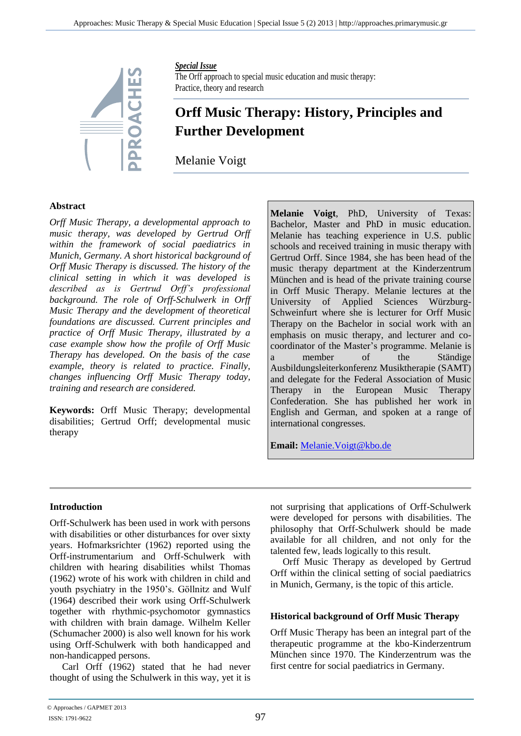*Special Issue*
The Orff approach to special music education and music therapy: Practice, theory and research

# Orff Music Therapy: History, Principles and Further Development

Melanie Voigt

## Abstract

*Orff Music Therapy, a developmental approach to music therapy, was developed by Gertrud Orff within the framework of social paediatrics in Munich, Germany. A short historical background of Orff Music Therapy is discussed. The history of the clinical setting in which it was developed is described as is Gertrud Orff's professional background. The role of Orff-Schulwerk in Orff Music Therapy and the development of theoretical foundations are discussed. Current principles and practice of Orff Music Therapy, illustrated by a case example show how the profile of Orff Music Therapy has developed. On the basis of the case example, theory is related to practice. Finally, changes influencing Orff Music Therapy today, training and research are considered.*

**Keywords:** Orff Music Therapy; developmental disabilities; Gertrud Orff; developmental music therapy

**Melanie Voigt**, PhD, University of Texas: Bachelor, Master and PhD in music education. Melanie has teaching experience in U.S. public schools and received training in music therapy with Gertrud Orff. Since 1984, she has been head of the music therapy department at the Kinderzentrum München and is head of the private training course in Orff Music Therapy. Melanie lectures at the University of Applied Sciences Würzburg-Schweinfurt where she is lecturer for Orff Music Therapy on the Bachelor in social work with an emphasis on music therapy, and lecturer and co-coordinator of the Master's programme. Melanie is a member of the Ständige Ausbildungsleiterkonferenz Musiktherapie (SAMT) and delegate for the Federal Association of Music Therapy in the European Music Therapy Confederation. She has published her work in English and German, and spoken at a range of international congresses.

**Email:** Melanie.Voigt@kbo.de

## Introduction

Orff-Schulwerk has been used in work with persons with disabilities or other disturbances for over sixty years. Hofmarksrichter (1962) reported using the Orff-instrumentarium and Orff-Schulwerk with children with hearing disabilities whilst Thomas (1962) wrote of his work with children in child and youth psychiatry in the 1950's. Göllnitz and Wulf (1964) described their work using Orff-Schulwerk together with rhythmic-psychomotor gymnastics with children with brain damage. Wilhelm Keller (Schumacher 2000) is also well known for his work using Orff-Schulwerk with both handicapped and non-handicapped persons.

Carl Orff (1962) stated that he had never thought of using the Schulwerk in this way, yet it is not surprising that applications of Orff-Schulwerk were developed for persons with disabilities. The philosophy that Orff-Schulwerk should be made available for all children, and not only for the talented few, leads logically to this result.

Orff Music Therapy as developed by Gertrud Orff within the clinical setting of social paediatrics in Munich, Germany, is the topic of this article.

## Historical background of Orff Music Therapy

Orff Music Therapy has been an integral part of the therapeutic programme at the kbo-Kinderzentrum München since 1970. The Kinderzentrum was the first centre for social paediatrics in Germany.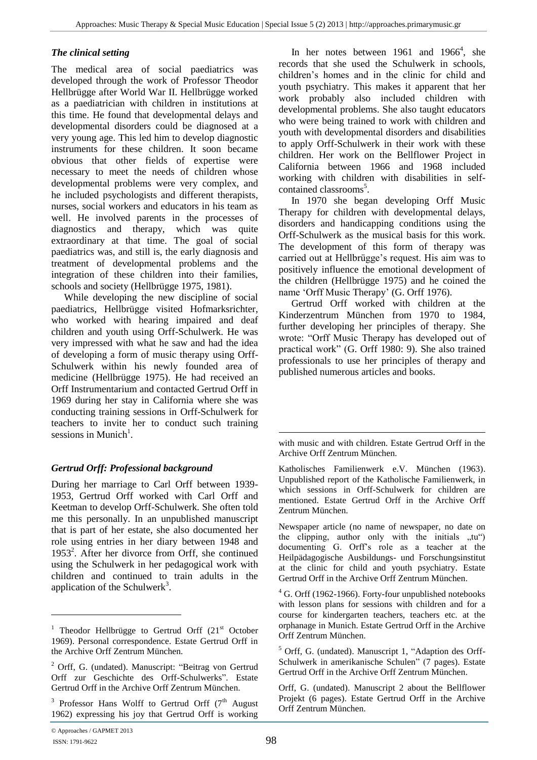### *The clinical setting*

The medical area of social paediatrics was developed through the work of Professor Theodor Hellbrügge after World War II. Hellbrügge worked as a paediatrician with children in institutions at this time. He found that developmental delays and developmental disorders could be diagnosed at a very young age. This led him to develop diagnostic instruments for these children. It soon became obvious that other fields of expertise were necessary to meet the needs of children whose developmental problems were very complex, and he included psychologists and different therapists, nurses, social workers and educators in his team as well. He involved parents in the processes of diagnostics and therapy, which was quite extraordinary at that time. The goal of social paediatrics was, and still is, the early diagnosis and treatment of developmental problems and the integration of these children into their families, schools and society (Hellbrügge 1975, 1981).

While developing the new discipline of social paediatrics, Hellbrügge visited Hofmarksrichter, who worked with hearing impaired and deaf children and youth using Orff-Schulwerk. He was very impressed with what he saw and had the idea of developing a form of music therapy using Orff-Schulwerk within his newly founded area of medicine (Hellbrügge 1975). He had received an Orff Instrumentarium and contacted Gertrud Orff in 1969 during her stay in California where she was conducting training sessions in Orff-Schulwerk for teachers to invite her to conduct such training sessions in Munich[1].

### *Gertrud Orff: Professional background*

During her marriage to Carl Orff between 1939-1953, Gertrud Orff worked with Carl Orff and Keetman to develop Orff-Schulwerk. She often told me this personally. In an unpublished manuscript that is part of her estate, she also documented her role using entries in her diary between 1948 and 1953[2]. After her divorce from Orff, she continued using the Schulwerk in her pedagogical work with children and continued to train adults in the application of the Schulwerk[3].

In her notes between 1961 and 1966[4], she records that she used the Schulwerk in schools, children's homes and in the clinic for child and youth psychiatry. This makes it apparent that her work probably also included children with developmental problems. She also taught educators who were being trained to work with children and youth with developmental disorders and disabilities to apply Orff-Schulwerk in their work with these children. Her work on the Bellflower Project in California between 1966 and 1968 included working with children with disabilities in self-contained classrooms[5].

In 1970 she began developing Orff Music Therapy for children with developmental delays, disorders and handicapping conditions using the Orff-Schulwerk as the musical basis for this work. The development of this form of therapy was carried out at Hellbrügge's request. His aim was to positively influence the emotional development of the children (Hellbrügge 1975) and he coined the name 'Orff Music Therapy' (G. Orff 1976).

Gertrud Orff worked with children at the Kinderzentrum München from 1970 to 1984, further developing her principles of therapy. She wrote: "Orff Music Therapy has developed out of practical work" (G. Orff 1980: 9). She also trained professionals to use her principles of therapy and published numerous articles and books.

---

[1] Theodor Hellbrügge to Gertrud Orff (21st October 1969). Personal correspondence. Estate Gertrud Orff in the Archive Orff Zentrum München.

[2] Orff, G. (undated). Manuscript: "Beitrag von Gertrud Orff zur Geschichte des Orff-Schulwerks". Estate Gertrud Orff in the Archive Orff Zentrum München.

[3] Professor Hans Wolff to Gertrud Orff (7th August 1962) expressing his joy that Gertrud Orff is working with music and with children. Estate Gertrud Orff in the Archive Orff Zentrum München.

Katholisches Familienwerk e.V. München (1963). Unpublished report of the Katholische Familienwerk, in which sessions in Orff-Schulwerk for children are mentioned. Estate Gertrud Orff in the Archive Orff Zentrum München.

Newspaper article (no name of newspaper, no date on the clipping, author only with the initials „tu") documenting G. Orff's role as a teacher at the Heilpädagogische Ausbildungs- und Forschungsinstitut at the clinic for child and youth psychiatry. Estate Gertrud Orff in the Archive Orff Zentrum München.

[4] G. Orff (1962-1966). Forty-four unpublished notebooks with lesson plans for sessions with children and for a course for kindergarten teachers, teachers etc. at the orphanage in Munich. Estate Gertrud Orff in the Archive Orff Zentrum München.

[5] Orff, G. (undated). Manuscript 1, "Adaption des Orff-Schulwerk in amerikanische Schulen" (7 pages). Estate Gertrud Orff in the Archive Orff Zentrum München.

Orff, G. (undated). Manuscript 2 about the Bellflower Projekt (6 pages). Estate Gertrud Orff in the Archive Orff Zentrum München.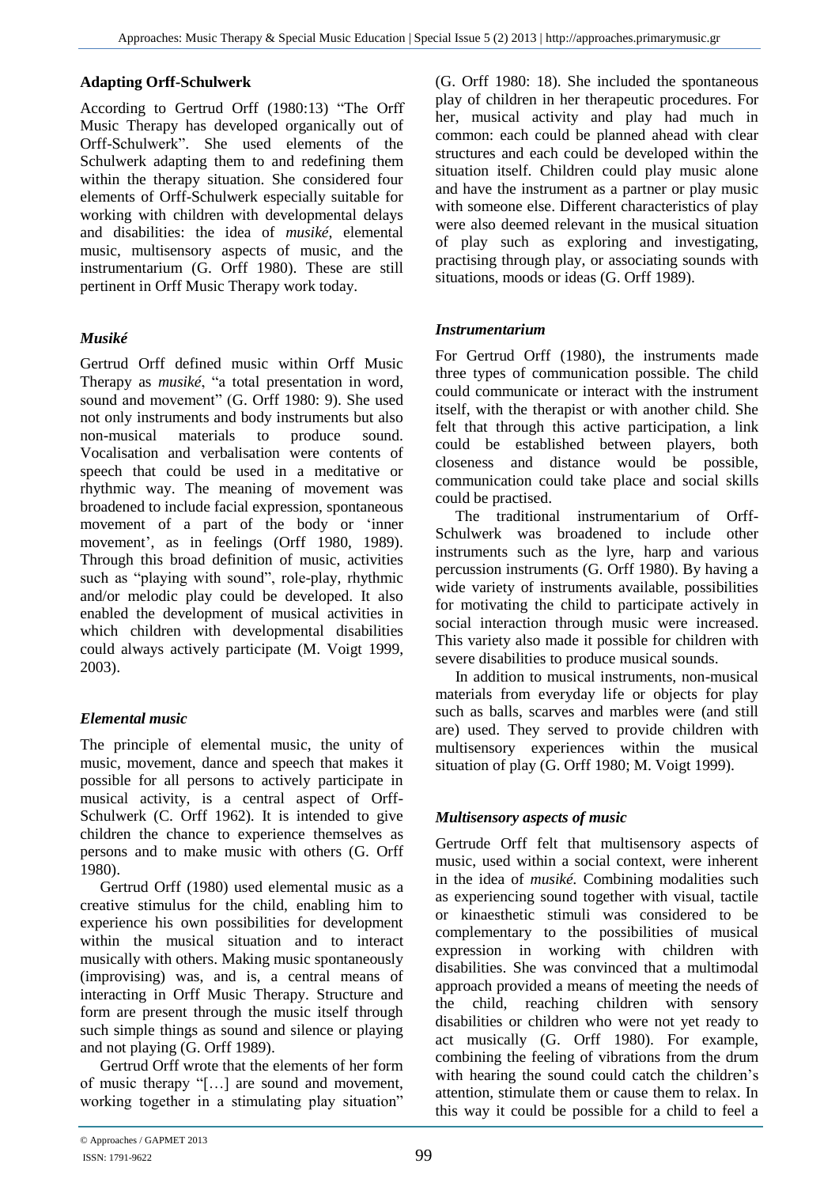### Adapting Orff-Schulwerk

According to Gertrud Orff (1980:13) "The Orff Music Therapy has developed organically out of Orff-Schulwerk". She used elements of the Schulwerk adapting them to and redefining them within the therapy situation. She considered four elements of Orff-Schulwerk especially suitable for working with children with developmental delays and disabilities: the idea of *musiké*, elemental music, multisensory aspects of music, and the instrumentarium (G. Orff 1980). These are still pertinent in Orff Music Therapy work today.

#### *Musiké*

Gertrud Orff defined music within Orff Music Therapy as *musiké*, "a total presentation in word, sound and movement" (G. Orff 1980: 9). She used not only instruments and body instruments but also non-musical materials to produce sound. Vocalisation and verbalisation were contents of speech that could be used in a meditative or rhythmic way. The meaning of movement was broadened to include facial expression, spontaneous movement of a part of the body or 'inner movement', as in feelings (Orff 1980, 1989). Through this broad definition of music, activities such as "playing with sound", role-play, rhythmic and/or melodic play could be developed. It also enabled the development of musical activities in which children with developmental disabilities could always actively participate (M. Voigt 1999, 2003).

#### *Elemental music*

The principle of elemental music, the unity of music, movement, dance and speech that makes it possible for all persons to actively participate in musical activity, is a central aspect of Orff-Schulwerk (C. Orff 1962). It is intended to give children the chance to experience themselves as persons and to make music with others (G. Orff 1980).

Gertrud Orff (1980) used elemental music as a creative stimulus for the child, enabling him to experience his own possibilities for development within the musical situation and to interact musically with others. Making music spontaneously (improvising) was, and is, a central means of interacting in Orff Music Therapy. Structure and form are present through the music itself through such simple things as sound and silence or playing and not playing (G. Orff 1989).

Gertrud Orff wrote that the elements of her form of music therapy "[…] are sound and movement, working together in a stimulating play situation" (G. Orff 1980: 18). She included the spontaneous play of children in her therapeutic procedures. For her, musical activity and play had much in common: each could be planned ahead with clear structures and each could be developed within the situation itself. Children could play music alone and have the instrument as a partner or play music with someone else. Different characteristics of play were also deemed relevant in the musical situation of play such as exploring and investigating, practising through play, or associating sounds with situations, moods or ideas (G. Orff 1989).

#### *Instrumentarium*

For Gertrud Orff (1980), the instruments made three types of communication possible. The child could communicate or interact with the instrument itself, with the therapist or with another child. She felt that through this active participation, a link could be established between players, both closeness and distance would be possible, communication could take place and social skills could be practised.

The traditional instrumentarium of Orff-Schulwerk was broadened to include other instruments such as the lyre, harp and various percussion instruments (G. Orff 1980). By having a wide variety of instruments available, possibilities for motivating the child to participate actively in social interaction through music were increased. This variety also made it possible for children with severe disabilities to produce musical sounds.

In addition to musical instruments, non-musical materials from everyday life or objects for play such as balls, scarves and marbles were (and still are) used. They served to provide children with multisensory experiences within the musical situation of play (G. Orff 1980; M. Voigt 1999).

#### *Multisensory aspects of music*

Gertrude Orff felt that multisensory aspects of music, used within a social context, were inherent in the idea of *musiké*. Combining modalities such as experiencing sound together with visual, tactile or kinaesthetic stimuli was considered to be complementary to the possibilities of musical expression in working with children with disabilities. She was convinced that a multimodal approach provided a means of meeting the needs of the child, reaching children with sensory disabilities or children who were not yet ready to act musically (G. Orff 1980). For example, combining the feeling of vibrations from the drum with hearing the sound could catch the children's attention, stimulate them or cause them to relax. In this way it could be possible for a child to feel a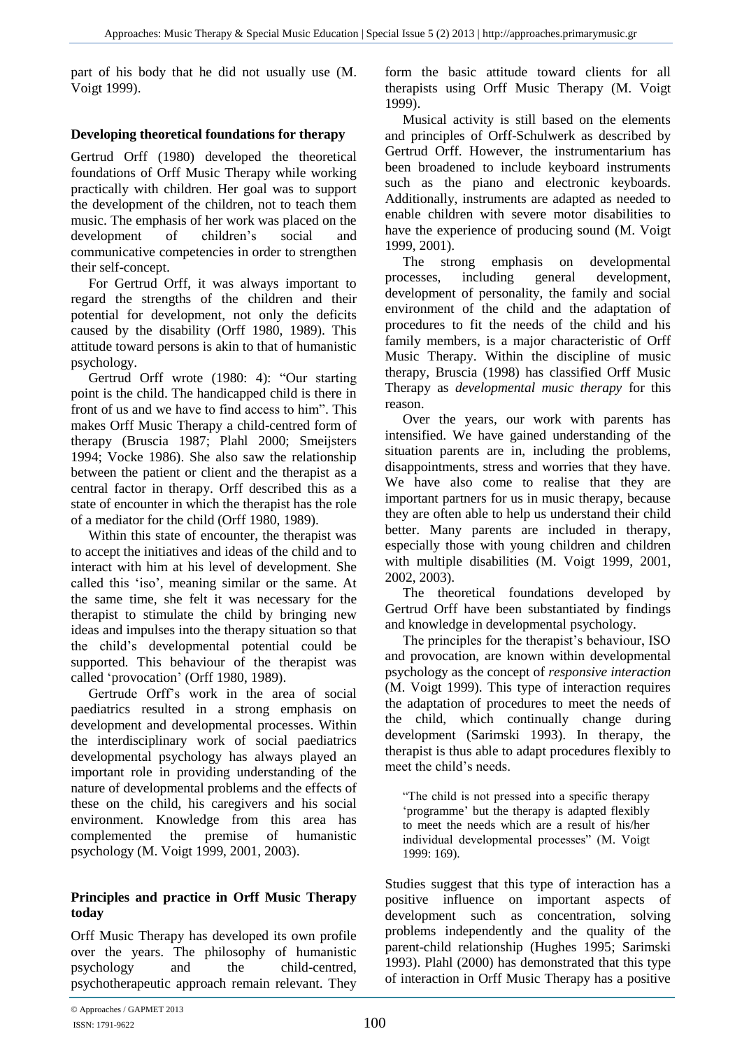part of his body that he did not usually use (M. Voigt 1999).

### Developing theoretical foundations for therapy

Gertrud Orff (1980) developed the theoretical foundations of Orff Music Therapy while working practically with children. Her goal was to support the development of the children, not to teach them music. The emphasis of her work was placed on the development of children's social and communicative competencies in order to strengthen their self-concept.

For Gertrud Orff, it was always important to regard the strengths of the children and their potential for development, not only the deficits caused by the disability (Orff 1980, 1989). This attitude toward persons is akin to that of humanistic psychology.

Gertrud Orff wrote (1980: 4): "Our starting point is the child. The handicapped child is there in front of us and we have to find access to him". This makes Orff Music Therapy a child-centred form of therapy (Bruscia 1987; Plahl 2000; Smeijsters 1994; Vocke 1986). She also saw the relationship between the patient or client and the therapist as a central factor in therapy. Orff described this as a state of encounter in which the therapist has the role of a mediator for the child (Orff 1980, 1989).

Within this state of encounter, the therapist was to accept the initiatives and ideas of the child and to interact with him at his level of development. She called this 'iso', meaning similar or the same. At the same time, she felt it was necessary for the therapist to stimulate the child by bringing new ideas and impulses into the therapy situation so that the child's developmental potential could be supported. This behaviour of the therapist was called 'provocation' (Orff 1980, 1989).

Gertrude Orff's work in the area of social paediatrics resulted in a strong emphasis on development and developmental processes. Within the interdisciplinary work of social paediatrics developmental psychology has always played an important role in providing understanding of the nature of developmental problems and the effects of these on the child, his caregivers and his social environment. Knowledge from this area has complemented the premise of humanistic psychology (M. Voigt 1999, 2001, 2003).

### Principles and practice in Orff Music Therapy today

Orff Music Therapy has developed its own profile over the years. The philosophy of humanistic psychology and the child-centred, psychotherapeutic approach remain relevant. They form the basic attitude toward clients for all therapists using Orff Music Therapy (M. Voigt 1999).

Musical activity is still based on the elements and principles of Orff-Schulwerk as described by Gertrud Orff. However, the instrumentarium has been broadened to include keyboard instruments such as the piano and electronic keyboards. Additionally, instruments are adapted as needed to enable children with severe motor disabilities to have the experience of producing sound (M. Voigt 1999, 2001).

The strong emphasis on developmental processes, including general development, development of personality, the family and social environment of the child and the adaptation of procedures to fit the needs of the child and his family members, is a major characteristic of Orff Music Therapy. Within the discipline of music therapy, Bruscia (1998) has classified Orff Music Therapy as *developmental music therapy* for this reason.

Over the years, our work with parents has intensified. We have gained understanding of the situation parents are in, including the problems, disappointments, stress and worries that they have. We have also come to realise that they are important partners for us in music therapy, because they are often able to help us understand their child better. Many parents are included in therapy, especially those with young children and children with multiple disabilities (M. Voigt 1999, 2001, 2002, 2003).

The theoretical foundations developed by Gertrud Orff have been substantiated by findings and knowledge in developmental psychology.

The principles for the therapist's behaviour, ISO and provocation, are known within developmental psychology as the concept of *responsive interaction* (M. Voigt 1999). This type of interaction requires the adaptation of procedures to meet the needs of the child, which continually change during development (Sarimski 1993). In therapy, the therapist is thus able to adapt procedures flexibly to meet the child's needs.

> "The child is not pressed into a specific therapy 'programme' but the therapy is adapted flexibly to meet the needs which are a result of his/her individual developmental processes" (M. Voigt 1999: 169).

Studies suggest that this type of interaction has a positive influence on important aspects of development such as concentration, solving problems independently and the quality of the parent-child relationship (Hughes 1995; Sarimski 1993). Plahl (2000) has demonstrated that this type of interaction in Orff Music Therapy has a positive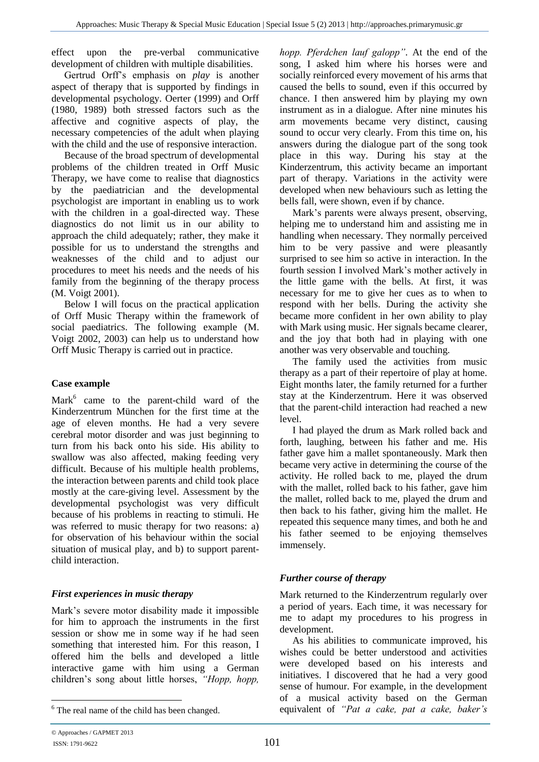effect upon the pre-verbal communicative development of children with multiple disabilities.

Gertrud Orff's emphasis on *play* is another aspect of therapy that is supported by findings in developmental psychology. Oerter (1999) and Orff (1980, 1989) both stressed factors such as the affective and cognitive aspects of play, the necessary competencies of the adult when playing with the child and the use of responsive interaction.

Because of the broad spectrum of developmental problems of the children treated in Orff Music Therapy, we have come to realise that diagnostics by the paediatrician and the developmental psychologist are important in enabling us to work with the children in a goal-directed way. These diagnostics do not limit us in our ability to approach the child adequately; rather, they make it possible for us to understand the strengths and weaknesses of the child and to adjust our procedures to meet his needs and the needs of his family from the beginning of the therapy process (M. Voigt 2001).

Below I will focus on the practical application of Orff Music Therapy within the framework of social paediatrics. The following example (M. Voigt 2002, 2003) can help us to understand how Orff Music Therapy is carried out in practice.

### Case example

Mark[6] came to the parent-child ward of the Kinderzentrum München for the first time at the age of eleven months. He had a very severe cerebral motor disorder and was just beginning to turn from his back onto his side. His ability to swallow was also affected, making feeding very difficult. Because of his multiple health problems, the interaction between parents and child took place mostly at the care-giving level. Assessment by the developmental psychologist was very difficult because of his problems in reacting to stimuli. He was referred to music therapy for two reasons: a) for observation of his behaviour within the social situation of musical play, and b) to support parent-child interaction.

### *First experiences in music therapy*

Mark's severe motor disability made it impossible for him to approach the instruments in the first session or show me in some way if he had seen something that interested him. For this reason, I offered him the bells and developed a little interactive game with him using a German children's song about little horses, *"Hopp, hopp, hopp. Pferdchen lauf galopp"*. At the end of the song, I asked him where his horses were and socially reinforced every movement of his arms that caused the bells to sound, even if this occurred by chance. I then answered him by playing my own instrument as in a dialogue. After nine minutes his arm movements became very distinct, causing sound to occur very clearly. From this time on, his answers during the dialogue part of the song took place in this way. During his stay at the Kinderzentrum, this activity became an important part of therapy. Variations in the activity were developed when new behaviours such as letting the bells fall, were shown, even if by chance.

Mark's parents were always present, observing, helping me to understand him and assisting me in handling when necessary. They normally perceived him to be very passive and were pleasantly surprised to see him so active in interaction. In the fourth session I involved Mark's mother actively in the little game with the bells. At first, it was necessary for me to give her cues as to when to respond with her bells. During the activity she became more confident in her own ability to play with Mark using music. Her signals became clearer, and the joy that both had in playing with one another was very observable and touching.

The family used the activities from music therapy as a part of their repertoire of play at home. Eight months later, the family returned for a further stay at the Kinderzentrum. Here it was observed that the parent-child interaction had reached a new level.

I had played the drum as Mark rolled back and forth, laughing, between his father and me. His father gave him a mallet spontaneously. Mark then became very active in determining the course of the activity. He rolled back to me, played the drum with the mallet, rolled back to his father, gave him the mallet, rolled back to me, played the drum and then back to his father, giving him the mallet. He repeated this sequence many times, and both he and his father seemed to be enjoying themselves immensely.

### *Further course of therapy*

Mark returned to the Kinderzentrum regularly over a period of years. Each time, it was necessary for me to adapt my procedures to his progress in development.

As his abilities to communicate improved, his wishes could be better understood and activities were developed based on his interests and initiatives. I discovered that he had a very good sense of humour. For example, in the development of a musical activity based on the German equivalent of *"Pat a cake, pat a cake, baker's*

[6] The real name of the child has been changed.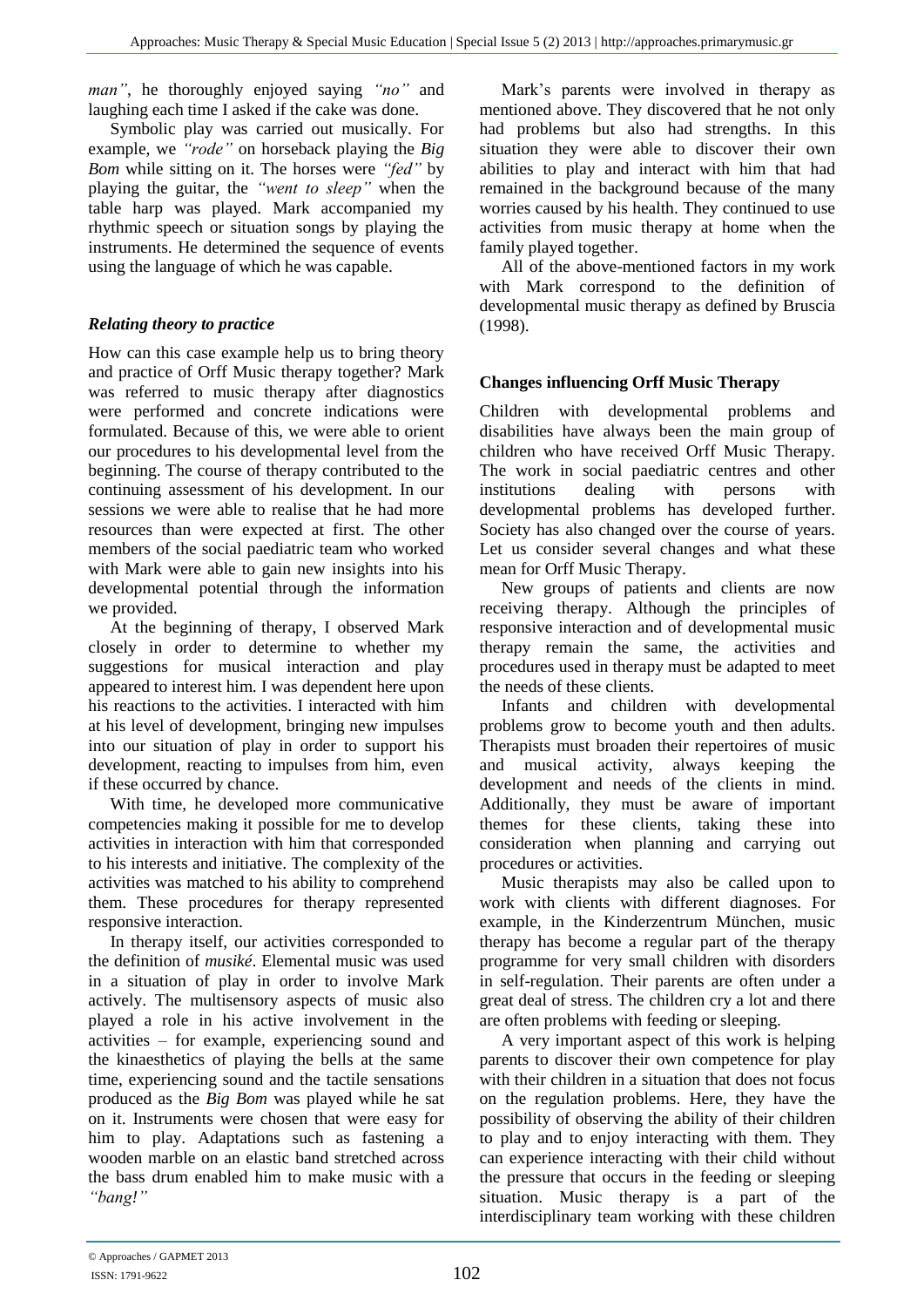*man"*, he thoroughly enjoyed saying *"no"* and laughing each time I asked if the cake was done.

Symbolic play was carried out musically. For example, we *"rode"* on horseback playing the *Big Bom* while sitting on it. The horses were *"fed"* by playing the guitar, the *"went to sleep"* when the table harp was played. Mark accompanied my rhythmic speech or situation songs by playing the instruments. He determined the sequence of events using the language of which he was capable.

### *Relating theory to practice*

How can this case example help us to bring theory and practice of Orff Music therapy together? Mark was referred to music therapy after diagnostics were performed and concrete indications were formulated. Because of this, we were able to orient our procedures to his developmental level from the beginning. The course of therapy contributed to the continuing assessment of his development. In our sessions we were able to realise that he had more resources than were expected at first. The other members of the social paediatric team who worked with Mark were able to gain new insights into his developmental potential through the information we provided.

At the beginning of therapy, I observed Mark closely in order to determine to whether my suggestions for musical interaction and play appeared to interest him. I was dependent here upon his reactions to the activities. I interacted with him at his level of development, bringing new impulses into our situation of play in order to support his development, reacting to impulses from him, even if these occurred by chance.

With time, he developed more communicative competencies making it possible for me to develop activities in interaction with him that corresponded to his interests and initiative. The complexity of the activities was matched to his ability to comprehend them. These procedures for therapy represented responsive interaction.

In therapy itself, our activities corresponded to the definition of *musiké*. Elemental music was used in a situation of play in order to involve Mark actively. The multisensory aspects of music also played a role in his active involvement in the activities – for example, experiencing sound and the kinaesthetics of playing the bells at the same time, experiencing sound and the tactile sensations produced as the *Big Bom* was played while he sat on it. Instruments were chosen that were easy for him to play. Adaptations such as fastening a wooden marble on an elastic band stretched across the bass drum enabled him to make music with a *"bang!"*

Mark's parents were involved in therapy as mentioned above. They discovered that he not only had problems but also had strengths. In this situation they were able to discover their own abilities to play and interact with him that had remained in the background because of the many worries caused by his health. They continued to use activities from music therapy at home when the family played together.

All of the above-mentioned factors in my work with Mark correspond to the definition of developmental music therapy as defined by Bruscia (1998).

## **Changes influencing Orff Music Therapy**

Children with developmental problems and disabilities have always been the main group of children who have received Orff Music Therapy. The work in social paediatric centres and other institutions dealing with persons with developmental problems has developed further. Society has also changed over the course of years. Let us consider several changes and what these mean for Orff Music Therapy.

New groups of patients and clients are now receiving therapy. Although the principles of responsive interaction and of developmental music therapy remain the same, the activities and procedures used in therapy must be adapted to meet the needs of these clients.

Infants and children with developmental problems grow to become youth and then adults. Therapists must broaden their repertoires of music and musical activity, always keeping the development and needs of the clients in mind. Additionally, they must be aware of important themes for these clients, taking these into consideration when planning and carrying out procedures or activities.

Music therapists may also be called upon to work with clients with different diagnoses. For example, in the Kinderzentrum München, music therapy has become a regular part of the therapy programme for very small children with disorders in self-regulation. Their parents are often under a great deal of stress. The children cry a lot and there are often problems with feeding or sleeping.

A very important aspect of this work is helping parents to discover their own competence for play with their children in a situation that does not focus on the regulation problems. Here, they have the possibility of observing the ability of their children to play and to enjoy interacting with them. They can experience interacting with their child without the pressure that occurs in the feeding or sleeping situation. Music therapy is a part of the interdisciplinary team working with these children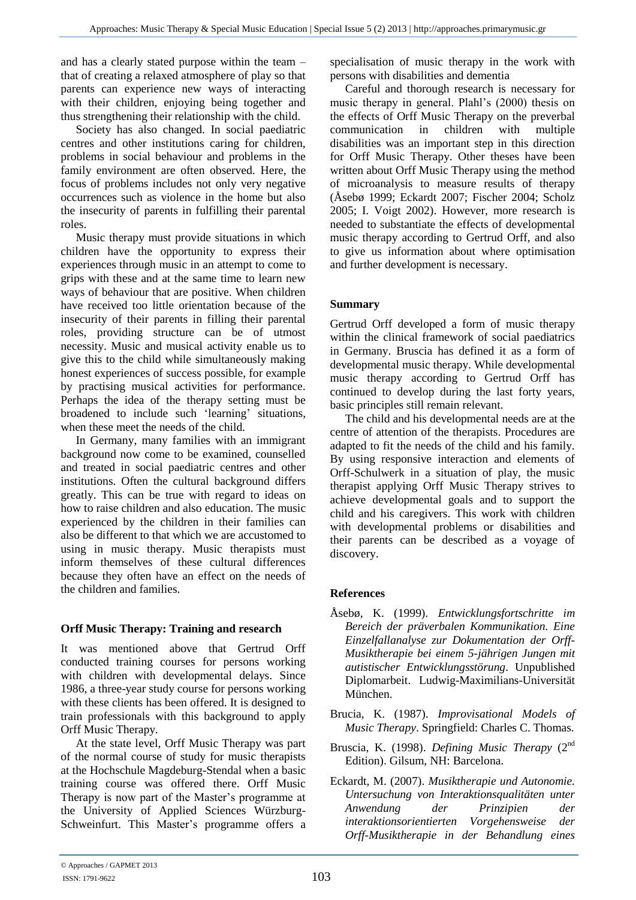and has a clearly stated purpose within the team – that of creating a relaxed atmosphere of play so that parents can experience new ways of interacting with their children, enjoying being together and thus strengthening their relationship with the child.

Society has also changed. In social paediatric centres and other institutions caring for children, problems in social behaviour and problems in the family environment are often observed. Here, the focus of problems includes not only very negative occurrences such as violence in the home but also the insecurity of parents in fulfilling their parental roles.

Music therapy must provide situations in which children have the opportunity to express their experiences through music in an attempt to come to grips with these and at the same time to learn new ways of behaviour that are positive. When children have received too little orientation because of the insecurity of their parents in filling their parental roles, providing structure can be of utmost necessity. Music and musical activity enable us to give this to the child while simultaneously making honest experiences of success possible, for example by practising musical activities for performance. Perhaps the idea of the therapy setting must be broadened to include such 'learning' situations, when these meet the needs of the child.

In Germany, many families with an immigrant background now come to be examined, counselled and treated in social paediatric centres and other institutions. Often the cultural background differs greatly. This can be true with regard to ideas on how to raise children and also education. The music experienced by the children in their families can also be different to that which we are accustomed to using in music therapy. Music therapists must inform themselves of these cultural differences because they often have an effect on the needs of the children and families.

## Orff Music Therapy: Training and research

It was mentioned above that Gertrud Orff conducted training courses for persons working with children with developmental delays. Since 1986, a three-year study course for persons working with these clients has been offered. It is designed to train professionals with this background to apply Orff Music Therapy.

At the state level, Orff Music Therapy was part of the normal course of study for music therapists at the Hochschule Magdeburg-Stendal when a basic training course was offered there. Orff Music Therapy is now part of the Master's programme at the University of Applied Sciences Würzburg-Schweinfurt. This Master's programme offers a specialisation of music therapy in the work with persons with disabilities and dementia

Careful and thorough research is necessary for music therapy in general. Plahl's (2000) thesis on the effects of Orff Music Therapy on the preverbal communication in children with multiple disabilities was an important step in this direction for Orff Music Therapy. Other theses have been written about Orff Music Therapy using the method of microanalysis to measure results of therapy (Åsebø 1999; Eckardt 2007; Fischer 2004; Scholz 2005; I. Voigt 2002). However, more research is needed to substantiate the effects of developmental music therapy according to Gertrud Orff, and also to give us information about where optimisation and further development is necessary.

## Summary

Gertrud Orff developed a form of music therapy within the clinical framework of social paediatrics in Germany. Bruscia has defined it as a form of developmental music therapy. While developmental music therapy according to Gertrud Orff has continued to develop during the last forty years, basic principles still remain relevant.

The child and his developmental needs are at the centre of attention of the therapists. Procedures are adapted to fit the needs of the child and his family. By using responsive interaction and elements of Orff-Schulwerk in a situation of play, the music therapist applying Orff Music Therapy strives to achieve developmental goals and to support the child and his caregivers. This work with children with developmental problems or disabilities and their parents can be described as a voyage of discovery.

## References

Åsebø, K. (1999). *Entwicklungsfortschritte im Bereich der präverbalen Kommunikation. Eine Einzelfallanalyse zur Dokumentation der Orff-Musiktherapie bei einem 5-jährigen Jungen mit autistischer Entwicklungsstörung*. Unpublished Diplomarbeit. Ludwig-Maximilians-Universität München.

Brucia, K. (1987). *Improvisational Models of Music Therapy*. Springfield: Charles C. Thomas.

Bruscia, K. (1998). *Defining Music Therapy* (2nd Edition). Gilsum, NH: Barcelona.

Eckardt, M. (2007). *Musiktherapie und Autonomie. Untersuchung von Interaktionsqualitäten unter Anwendung der Prinzipien der interaktionsorientierten Vorgehensweise der Orff-Musiktherapie in der Behandlung eines*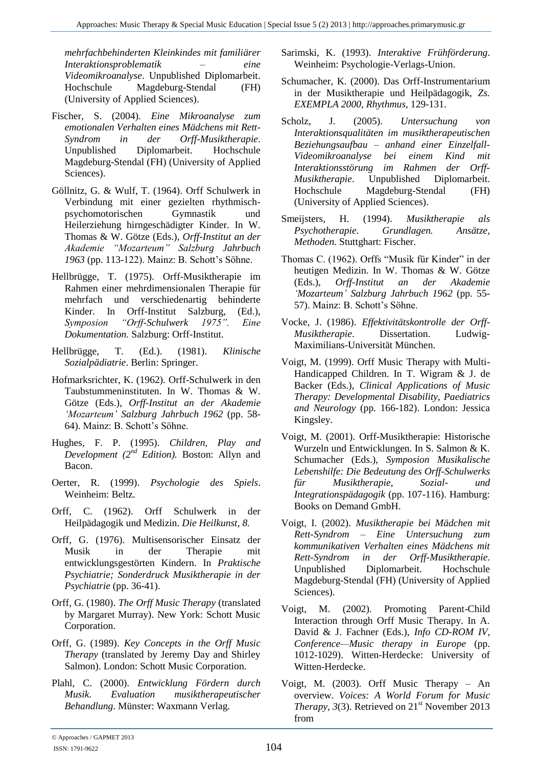*mehrfachbehinderten Kleinkindes mit familiärer Interaktionsproblematik – eine Videomikroanalyse*. Unpublished Diplomarbeit. Hochschule Magdeburg-Stendal (FH) (University of Applied Sciences).

Fischer, S. (2004). *Eine Mikroanalyse zum emotionalen Verhalten eines Mädchens mit Rett-Syndrom in der Orff-Musiktherapie*. Unpublished Diplomarbeit. Hochschule Magdeburg-Stendal (FH) (University of Applied Sciences).

Göllnitz, G. & Wulf, T. (1964). Orff Schulwerk in Verbindung mit einer gezielten rhythmisch-psychomotorischen Gymnastik und Heilerziehung hirngeschädigter Kinder. In W. Thomas & W. Götze (Eds.), *Orff-Institut an der Akademie "Mozarteum" Salzburg Jahrbuch 1963* (pp. 113-122). Mainz: B. Schott's Söhne.

Hellbrügge, T. (1975). Orff-Musiktherapie im Rahmen einer mehrdimensionalen Therapie für mehrfach und verschiedenartig behinderte Kinder. In Orff-Institut Salzburg, (Ed.), *Symposion "Orff-Schulwerk 1975". Eine Dokumentation.* Salzburg: Orff-Institut.

Hellbrügge, T. (Ed.). (1981). *Klinische Sozialpädiatrie*. Berlin: Springer.

Hofmarksrichter, K. (1962). Orff-Schulwerk in den Taubstummeninstituten. In W. Thomas & W. Götze (Eds.), *Orff-Institut an der Akademie 'Mozarteum' Salzburg Jahrbuch 1962* (pp. 58-64). Mainz: B. Schott's Söhne.

Hughes, F. P. (1995). *Children, Play and Development (2nd Edition).* Boston: Allyn and Bacon.

Oerter, R. (1999). *Psychologie des Spiels*. Weinheim: Beltz.

Orff, C. (1962). Orff Schulwerk in der Heilpädagogik und Medizin. *Die Heilkunst, 8.*

Orff, G. (1976). Multisensorischer Einsatz der Musik in der Therapie mit entwicklungsgestörten Kindern. In *Praktische Psychiatrie; Sonderdruck Musiktherapie in der Psychiatrie* (pp. 36-41).

Orff, G. (1980). *The Orff Music Therapy* (translated by Margaret Murray). New York: Schott Music Corporation.

Orff, G. (1989). *Key Concepts in the Orff Music Therapy* (translated by Jeremy Day and Shirley Salmon). London: Schott Music Corporation.

Plahl, C. (2000). *Entwicklung Fördern durch Musik. Evaluation musiktherapeutischer Behandlung*. Münster: Waxmann Verlag.

Sarimski, K. (1993). *Interaktive Frühförderung*. Weinheim: Psychologie-Verlags-Union.

Schumacher, K. (2000). Das Orff-Instrumentarium in der Musiktherapie und Heilpädagogik, *Zs. EXEMPLA 2000, Rhythmus*, 129-131.

Scholz, J. (2005). *Untersuchung von Interaktionsqualitäten im musiktherapeutischen Beziehungsaufbau – anhand einer Einzelfall-Videomikroanalyse bei einem Kind mit Interaktionsstörung im Rahmen der Orff-Musiktherapie*. Unpublished Diplomarbeit. Hochschule Magdeburg-Stendal (FH) (University of Applied Sciences).

Smeijsters, H. (1994). *Musiktherapie als Psychotherapie. Grundlagen. Ansätze, Methoden*. Stuttghart: Fischer.

Thomas C. (1962). Orffs "Musik für Kinder" in der heutigen Medizin. In W. Thomas & W. Götze (Eds.), *Orff-Institut an der Akademie 'Mozarteum' Salzburg Jahrbuch 1962* (pp. 55-57). Mainz: B. Schott's Söhne.

Vocke, J. (1986). *Effektivitätskontrolle der Orff-Musiktherapie*. Dissertation. Ludwig-Maximilians-Universität München.

Voigt, M. (1999). Orff Music Therapy with Multi-Handicapped Children. In T. Wigram & J. de Backer (Eds.), *Clinical Applications of Music Therapy: Developmental Disability, Paediatrics and Neurology* (pp. 166-182). London: Jessica Kingsley.

Voigt, M. (2001). Orff-Musiktherapie: Historische Wurzeln und Entwicklungen. In S. Salmon & K. Schumacher (Eds.), *Symposion Musikalische Lebenshilfe: Die Bedeutung des Orff-Schulwerks für Musiktherapie, Sozial- und Integrationspädagogik* (pp. 107-116). Hamburg: Books on Demand GmbH.

Voigt, I. (2002). *Musiktherapie bei Mädchen mit Rett-Syndrom – Eine Untersuchung zum kommunikativen Verhalten eines Mädchens mit Rett-Syndrom in der Orff-Musiktherapie*. Unpublished Diplomarbeit. Hochschule Magdeburg-Stendal (FH) (University of Applied Sciences).

Voigt, M. (2002). Promoting Parent-Child Interaction through Orff Music Therapy. In A. David & J. Fachner (Eds.), *Info CD-ROM IV, Conference—Music therapy in Europe* (pp. 1012-1029). Witten-Herdecke: University of Witten-Herdecke.

Voigt, M. (2003). Orff Music Therapy – An overview. *Voices: A World Forum for Music Therapy*, *3*(3). Retrieved on 21st November 2013 from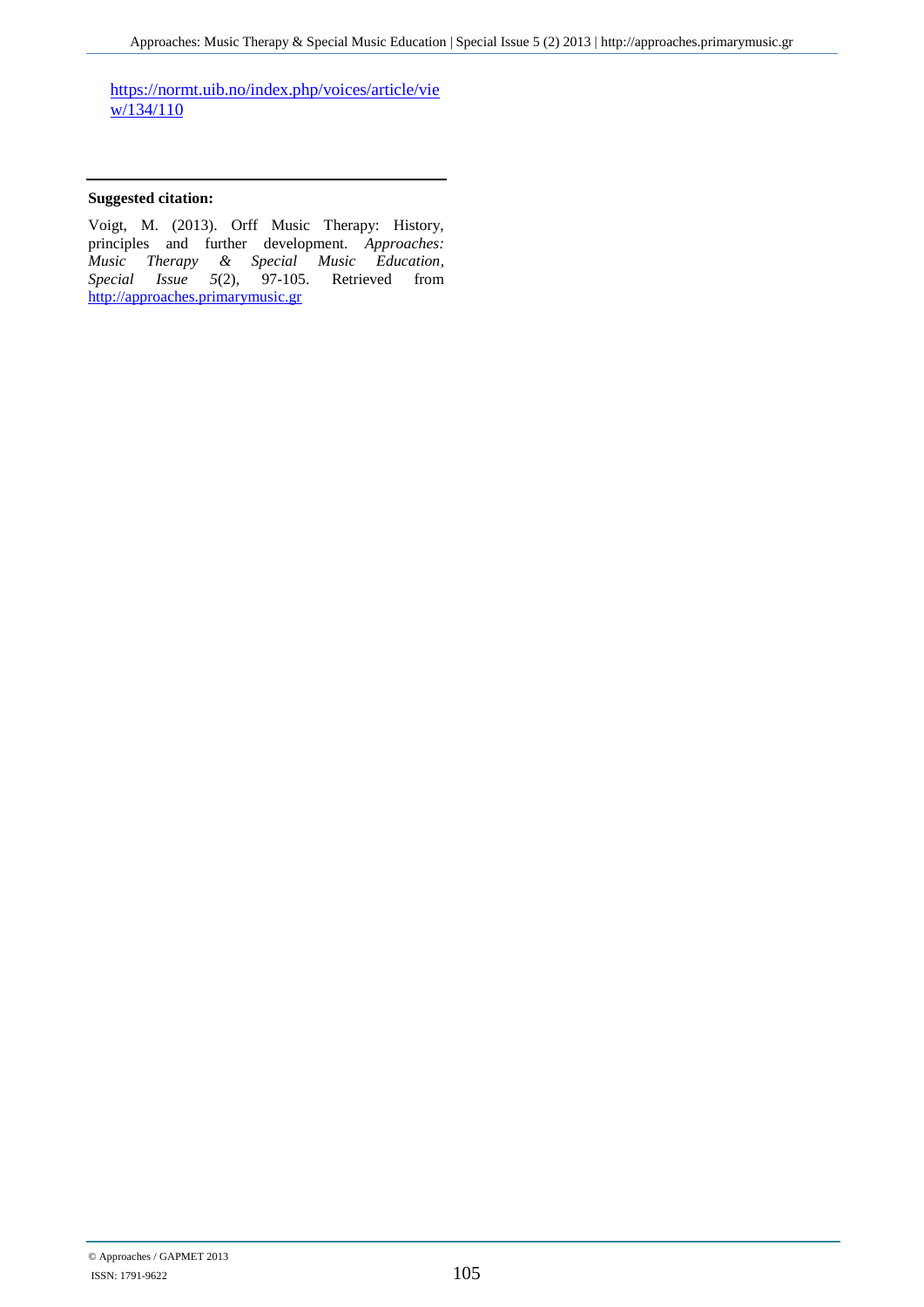https://normt.uib.no/index.php/voices/article/view/134/110

---

**Suggested citation:**

Voigt, M. (2013). Orff Music Therapy: History, principles and further development. *Approaches: Music Therapy & Special Music Education, Special Issue 5*(2), 97-105. Retrieved from http://approaches.primarymusic.gr